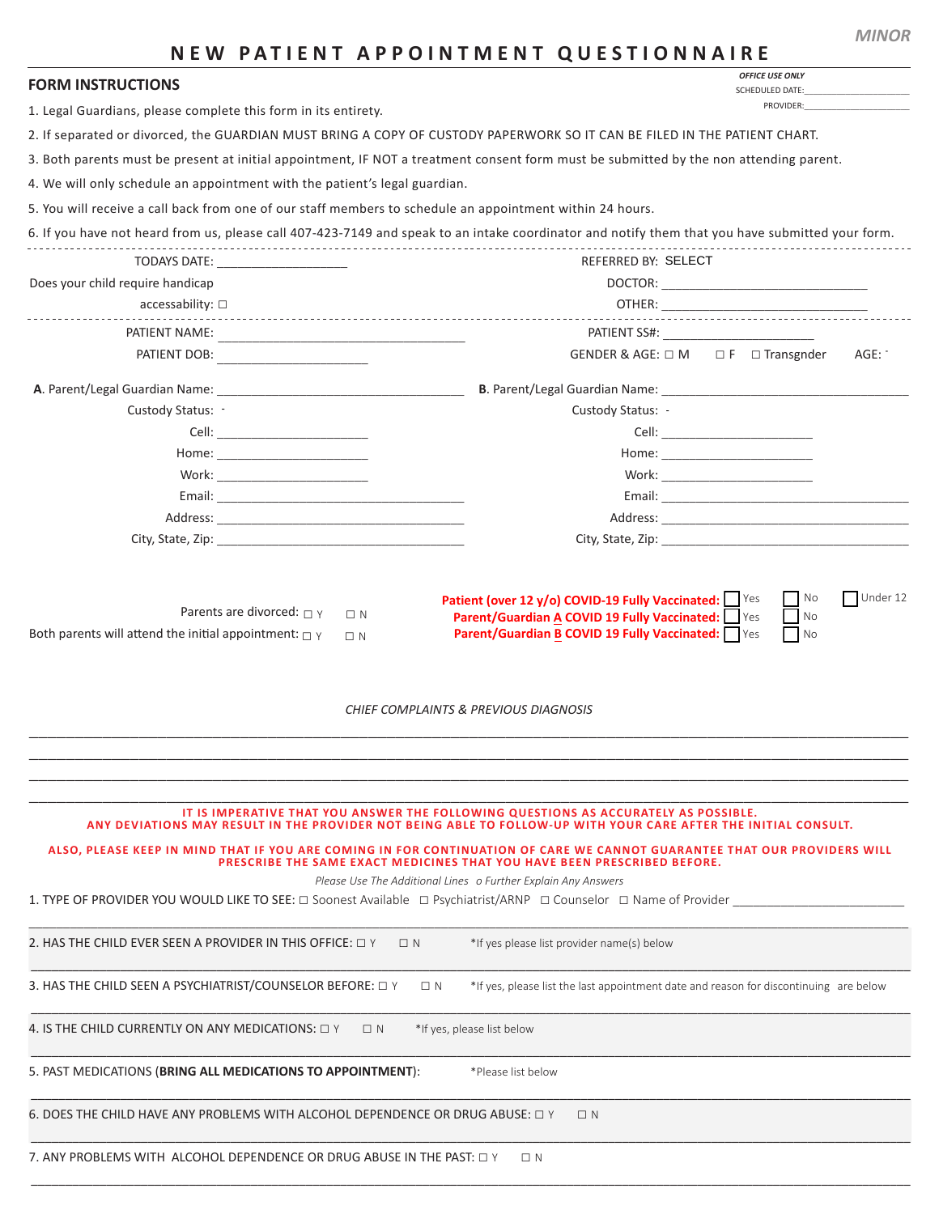MINOR

# NEW PATIENT APPOINTMENT QUESTIONNAIRE

## FORM INSTRUCTIONS

*OFFICE USE ONLY*
SCHEDULED DATE:____________________
PROVIDER:____________________

1. Legal Guardians, please complete this form in its entirety.
2. If separated or divorced, the GUARDIAN MUST BRING A COPY OF CUSTODY PAPERWORK SO IT CAN BE FILED IN THE PATIENT CHART.
3. Both parents must be present at initial appointment, IF NOT a treatment consent form must be submitted by the non attending parent.
4. We will only schedule an appointment with the patient's legal guardian.
5. You will receive a call back from one of our staff members to schedule an appointment within 24 hours.
6. If you have not heard from us, please call 407-423-7149 and speak to an intake coordinator and notify them that you have submitted your form.

TODAYS DATE: __________________

Does your child require handicap accessability: ☐

REFERRED BY: SELECT

DOCTOR: ______________________________

OTHER: ______________________________

PATIENT NAME: ____________________________________

PATIENT SS#: ______________________

PATIENT DOB: ______________________

GENDER & AGE: ☐ M ☐ F ☐ Transgnder AGE:

**A**. Parent/Legal Guardian Name: ____________________________________

Custody Status:

Cell: ______________________

Home: ______________________

Work: ______________________

Email: ____________________________________

Address: ____________________________________

City, State, Zip: ____________________________________

**B**. Parent/Legal Guardian Name: ____________________________________

Custody Status:

Cell: ______________________

Home: ______________________

Work: ______________________

Email: ____________________________________

Address: ____________________________________

City, State, Zip: ____________________________________

Parents are divorced: ☐ Y ☐ N

Both parents will attend the initial appointment: ☐ Y ☐ N

**Patient (over 12 y/o) COVID-19 Fully Vaccinated:** ☐ Yes ☐ No ☐ Under 12

**Parent/Guardian A COVID 19 Fully Vaccinated:** ☐ Yes ☐ No

**Parent/Guardian B COVID 19 Fully Vaccinated:** ☐ Yes ☐ No

*CHIEF COMPLAINTS & PREVIOUS DIAGNOSIS*

______________________________________________________________________________

______________________________________________________________________________

______________________________________________________________________________

______________________________________________________________________________

**IT IS IMPERATIVE THAT YOU ANSWER THE FOLLOWING QUESTIONS AS ACCURATELY AS POSSIBLE. ANY DEVIATIONS MAY RESULT IN THE PROVIDER NOT BEING ABLE TO FOLLOW-UP WITH YOUR CARE AFTER THE INITIAL CONSULT.**

**ALSO, PLEASE KEEP IN MIND THAT IF YOU ARE COMING IN FOR CONTINUATION OF CARE WE CANNOT GUARANTEE THAT OUR PROVIDERS WILL PRESCRIBE THE SAME EXACT MEDICINES THAT YOU HAVE BEEN PRESCRIBED BEFORE.**

*Please Use The Additional Lines o Further Explain Any Answers*

1. TYPE OF PROVIDER YOU WOULD LIKE TO SEE: ☐ Soonest Available ☐ Psychiatrist/ARNP ☐ Counselor ☐ Name of Provider ________________________

______________________________________________________________________________

2. HAS THE CHILD EVER SEEN A PROVIDER IN THIS OFFICE: ☐ Y ☐ N *If yes please list provider name(s) below

______________________________________________________________________________

3. HAS THE CHILD SEEN A PSYCHIATRIST/COUNSELOR BEFORE: ☐ Y ☐ N *If yes, please list the last appointment date and reason for discontinuing are below

______________________________________________________________________________

4. IS THE CHILD CURRENTLY ON ANY MEDICATIONS: ☐ Y ☐ N *If yes, please list below

______________________________________________________________________________

5. PAST MEDICATIONS (**BRING ALL MEDICATIONS TO APPOINTMENT**): *Please list below

______________________________________________________________________________

6. DOES THE CHILD HAVE ANY PROBLEMS WITH ALCOHOL DEPENDENCE OR DRUG ABUSE: ☐ Y ☐ N

______________________________________________________________________________

7. ANY PROBLEMS WITH ALCOHOL DEPENDENCE OR DRUG ABUSE IN THE PAST: ☐ Y ☐ N

______________________________________________________________________________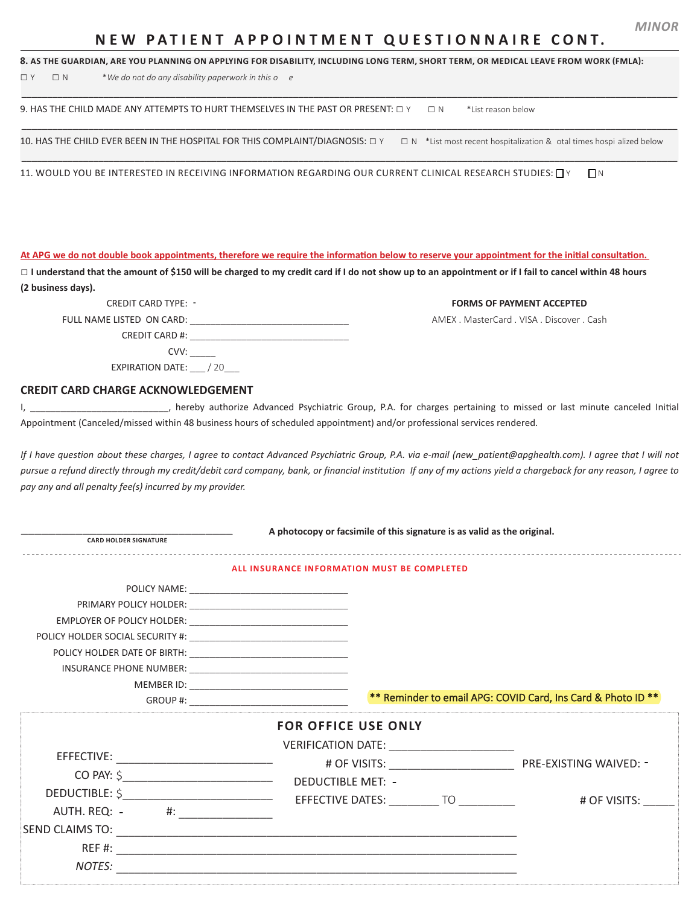MINOR

# NEW PATIENT APPOINTMENT QUESTIONNAIRE CONT.

**8. AS THE GUARDIAN, ARE YOU PLANNING ON APPLYING FOR DISABILITY, INCLUDING LONG TERM, SHORT TERM, OR MEDICAL LEAVE FROM WORK (FMLA):**

☐ Y ☐ N *We do not do any disability paperwork in this o e

9. HAS THE CHILD MADE ANY ATTEMPTS TO HURT THEMSELVES IN THE PAST OR PRESENT: ☐ Y ☐ N *List reason below

10. HAS THE CHILD EVER BEEN IN THE HOSPITAL FOR THIS COMPLAINT/DIAGNOSIS: ☐ Y ☐ N *List most recent hospitalization & otal times hospi alized below

11. WOULD YOU BE INTERESTED IN RECEIVING INFORMATION REGARDING OUR CURRENT CLINICAL RESEARCH STUDIES: ☐ Y ☐ N

At APG we do not double book appointments, therefore we require the information below to reserve your appointment for the initial consultation.

**☐ I understand that the amount of $150 will be charged to my credit card if I do not show up to an appointment or if I fail to cancel within 48 hours (2 business days).**

CREDIT CARD TYPE: -

FULL NAME LISTED ON CARD: ______________________________

CREDIT CARD #: ______________________________

CVV: _____

EXPIRATION DATE: ___ / 20___

**FORMS OF PAYMENT ACCEPTED**

AMEX . MasterCard . VISA . Discover . Cash

## CREDIT CARD CHARGE ACKNOWLEDGEMENT

I, ___________________________, hereby authorize Advanced Psychiatric Group, P.A. for charges pertaining to missed or last minute canceled Initial Appointment (Canceled/missed within 48 business hours of scheduled appointment) and/or professional services rendered.

*If I have question about these charges, I agree to contact Advanced Psychiatric Group, P.A. via e-mail (new_patient@apghealth.com). I agree that I will not pursue a refund directly through my credit/debit card company, bank, or financial institution If any of my actions yield a chargeback for any reason, I agree to pay any and all penalty fee(s) incurred by my provider.*

________________________________________
CARD HOLDER SIGNATURE

**A photocopy or facsimile of this signature is as valid as the original.**

ALL INSURANCE INFORMATION MUST BE COMPLETED

POLICY NAME: ______________________________

PRIMARY POLICY HOLDER: ______________________________

EMPLOYER OF POLICY HOLDER: ______________________________

POLICY HOLDER SOCIAL SECURITY #: ______________________________

POLICY HOLDER DATE OF BIRTH: ______________________________

INSURANCE PHONE NUMBER: ______________________________

MEMBER ID: ______________________________

GROUP #: ______________________________

** Reminder to email APG: COVID Card, Ins Card & Photo ID **

## FOR OFFICE USE ONLY

EFFECTIVE: ___________________________

CO PAY: $___________________________

DEDUCTIBLE: $___________________________

AUTH. REQ: - #: _______________

VERIFICATION DATE: ____________________

# OF VISITS: ____________________

DEDUCTIBLE MET: -

EFFECTIVE DATES: ________ TO _________

PRE-EXISTING WAIVED: -

# OF VISITS: _____

SEND CLAIMS TO: ______________________________________________________________

REF #: ______________________________________________________________

*NOTES:* ______________________________________________________________